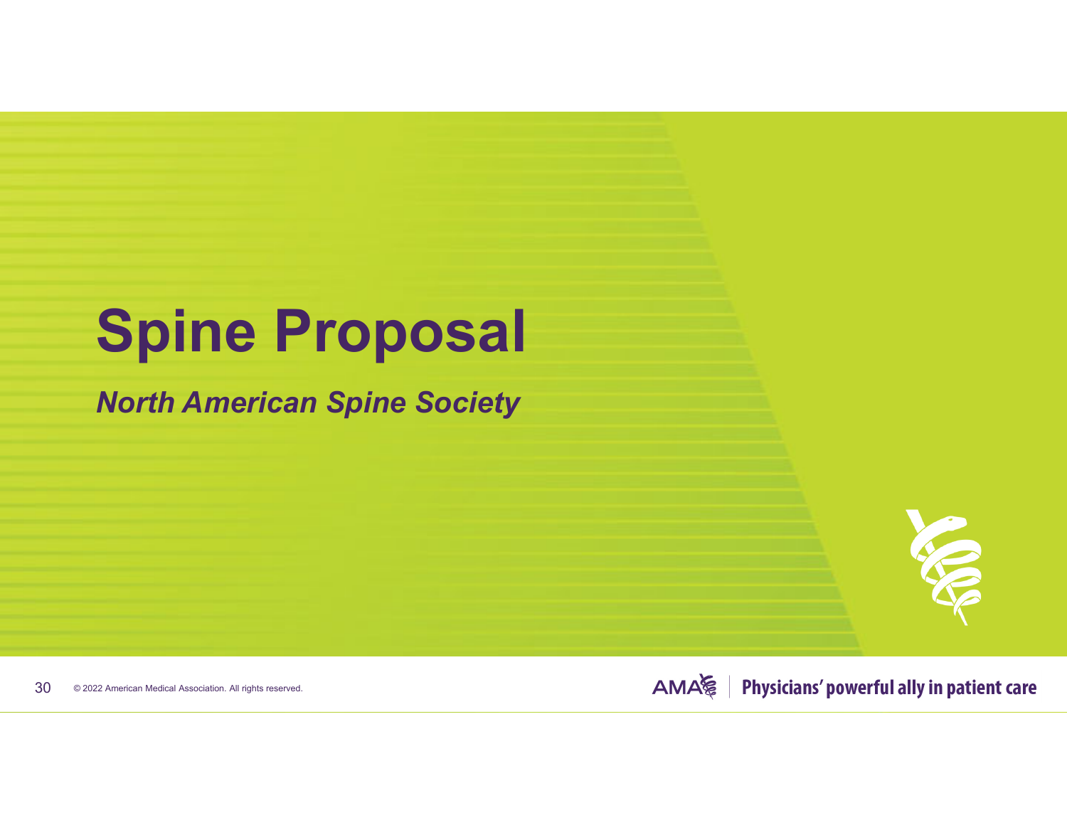# Spine Proposal

***North American Spine Society***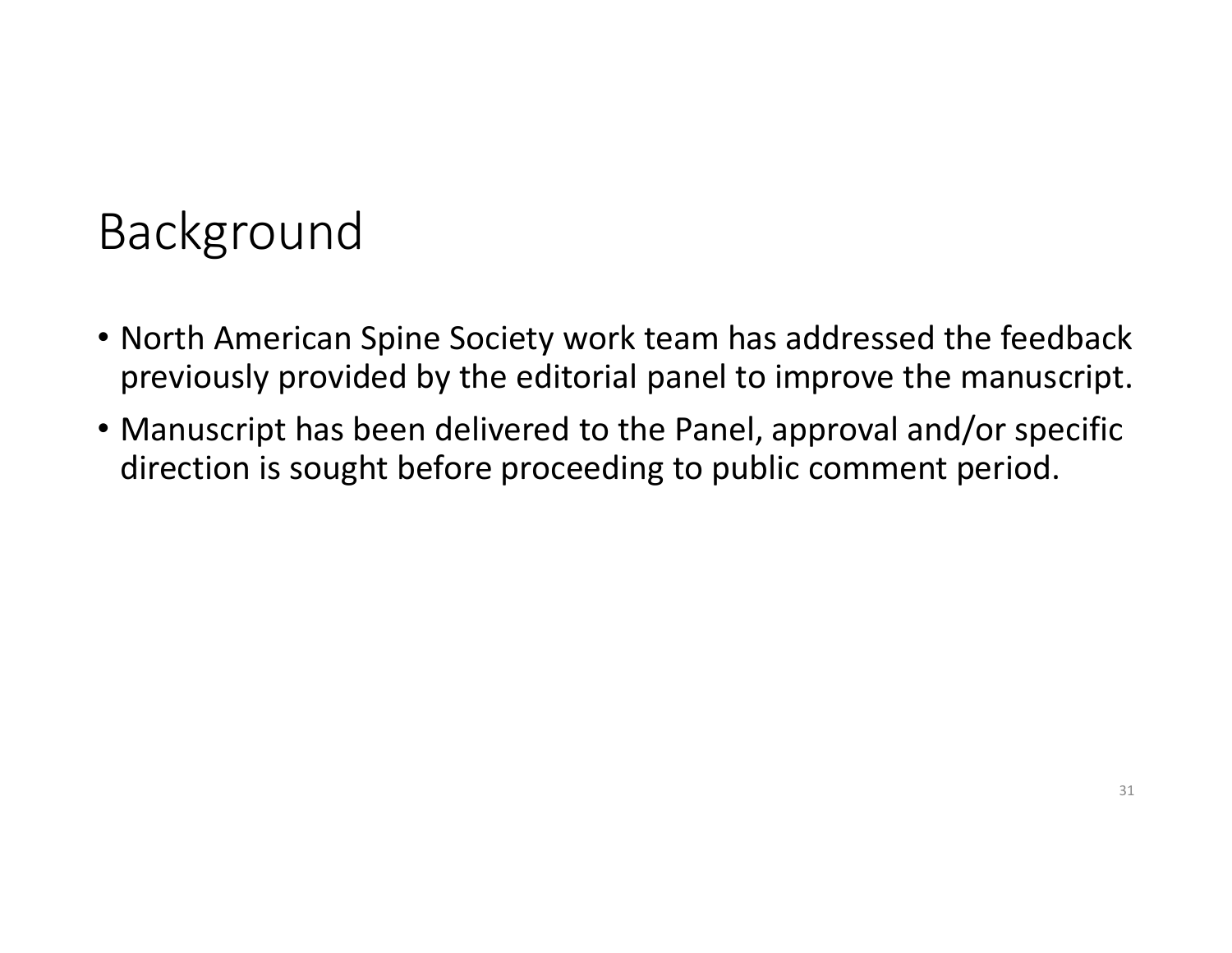# Background

- North American Spine Society work team has addressed the feedback previously provided by the editorial panel to improve the manuscript.
- Manuscript has been delivered to the Panel, approval and/or specific direction is sought before proceeding to public comment period.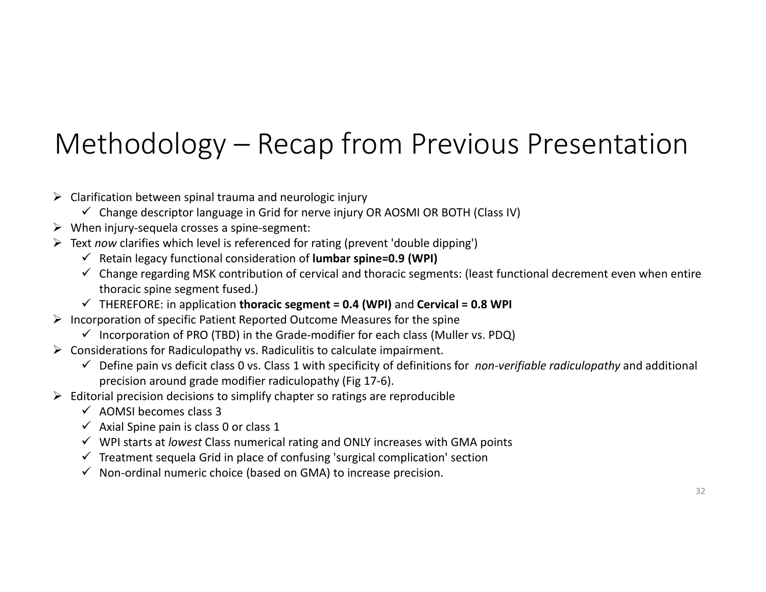# Methodology – Recap from Previous Presentation

- Clarification between spinal trauma and neurologic injury
  - ✓ Change descriptor language in Grid for nerve injury OR AOSMI OR BOTH (Class IV)
- When injury-sequela crosses a spine-segment:
- Text *now* clarifies which level is referenced for rating (prevent 'double dipping')
  - ✓ Retain legacy functional consideration of **lumbar spine=0.9 (WPI)**
  - ✓ Change regarding MSK contribution of cervical and thoracic segments: (least functional decrement even when entire thoracic spine segment fused.)
  - ✓ THEREFORE: in application **thoracic segment = 0.4 (WPI)** and **Cervical = 0.8 WPI**
- Incorporation of specific Patient Reported Outcome Measures for the spine
  - ✓ Incorporation of PRO (TBD) in the Grade-modifier for each class (Muller vs. PDQ)
- Considerations for Radiculopathy vs. Radiculitis to calculate impairment.
  - ✓ Define pain vs deficit class 0 vs. Class 1 with specificity of definitions for *non-verifiable radiculopathy* and additional precision around grade modifier radiculopathy (Fig 17-6).
- Editorial precision decisions to simplify chapter so ratings are reproducible
  - ✓ AOMSI becomes class 3
  - ✓ Axial Spine pain is class 0 or class 1
  - ✓ WPI starts at *lowest* Class numerical rating and ONLY increases with GMA points
  - ✓ Treatment sequela Grid in place of confusing 'surgical complication' section
  - ✓ Non-ordinal numeric choice (based on GMA) to increase precision.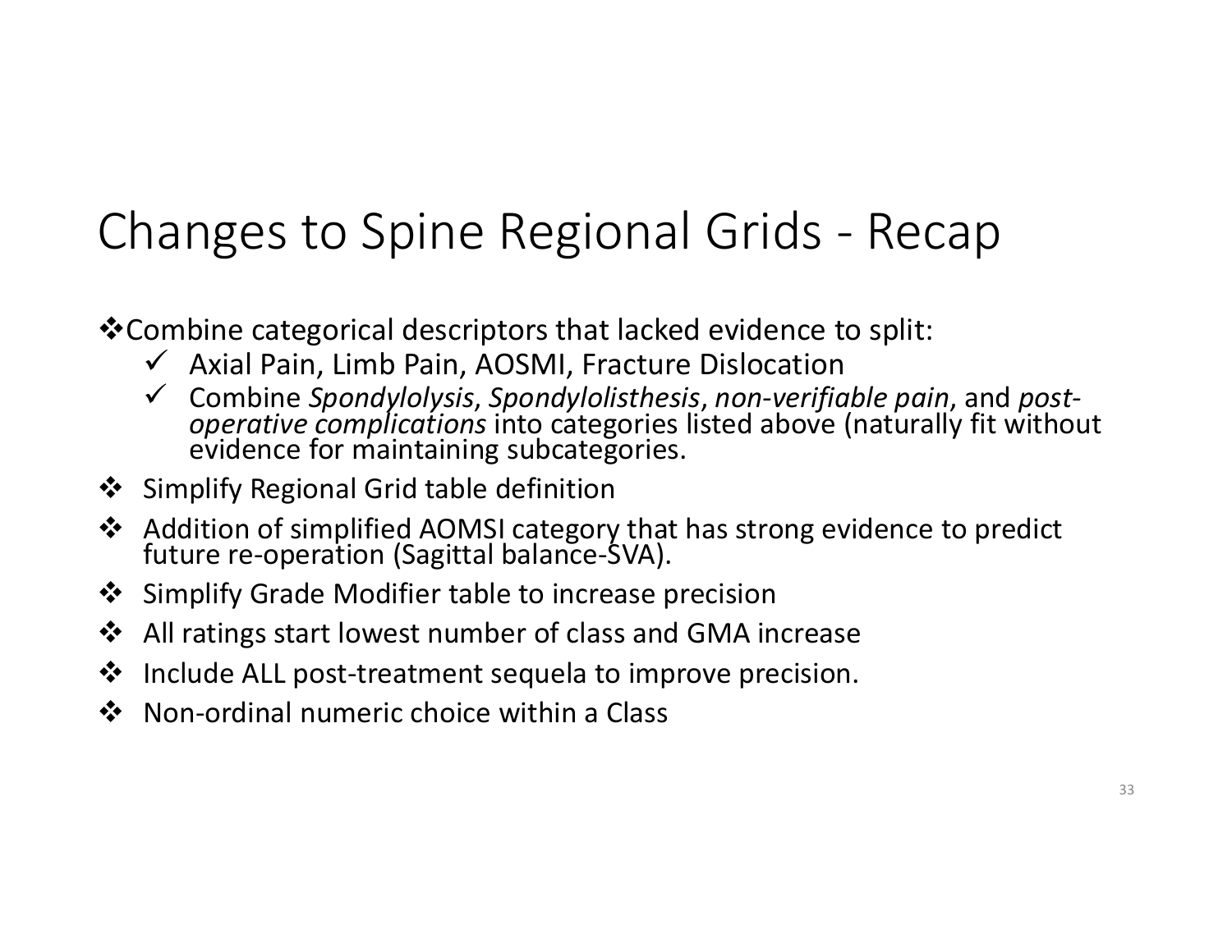# Changes to Spine Regional Grids - Recap

- Combine categorical descriptors that lacked evidence to split:
  - ✓ Axial Pain, Limb Pain, AOSMI, Fracture Dislocation
  - ✓ Combine *Spondylolysis*, *Spondylolisthesis*, *non-verifiable pain*, and *post-operative complications* into categories listed above (naturally fit without evidence for maintaining subcategories.
- Simplify Regional Grid table definition
- Addition of simplified AOMSI category that has strong evidence to predict future re-operation (Sagittal balance-SVA).
- Simplify Grade Modifier table to increase precision
- All ratings start lowest number of class and GMA increase
- Include ALL post-treatment sequela to improve precision.
- Non-ordinal numeric choice within a Class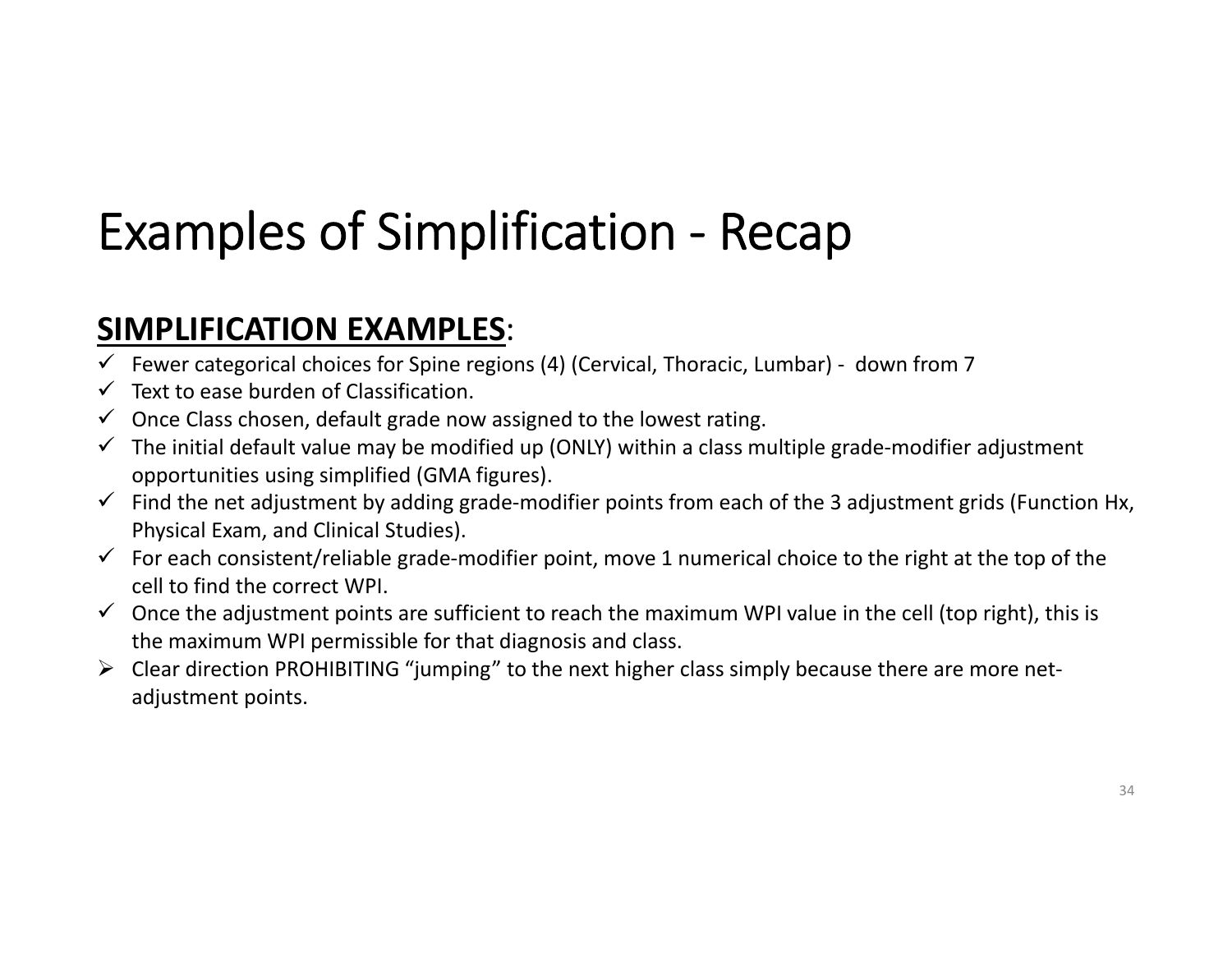# Examples of Simplification - Recap

**SIMPLIFICATION EXAMPLES**:

- ✓ Fewer categorical choices for Spine regions (4) (Cervical, Thoracic, Lumbar) - down from 7
- ✓ Text to ease burden of Classification.
- ✓ Once Class chosen, default grade now assigned to the lowest rating.
- ✓ The initial default value may be modified up (ONLY) within a class multiple grade-modifier adjustment opportunities using simplified (GMA figures).
- ✓ Find the net adjustment by adding grade-modifier points from each of the 3 adjustment grids (Function Hx, Physical Exam, and Clinical Studies).
- ✓ For each consistent/reliable grade-modifier point, move 1 numerical choice to the right at the top of the cell to find the correct WPI.
- ✓ Once the adjustment points are sufficient to reach the maximum WPI value in the cell (top right), this is the maximum WPI permissible for that diagnosis and class.
- ➢ Clear direction PROHIBITING “jumping” to the next higher class simply because there are more net-adjustment points.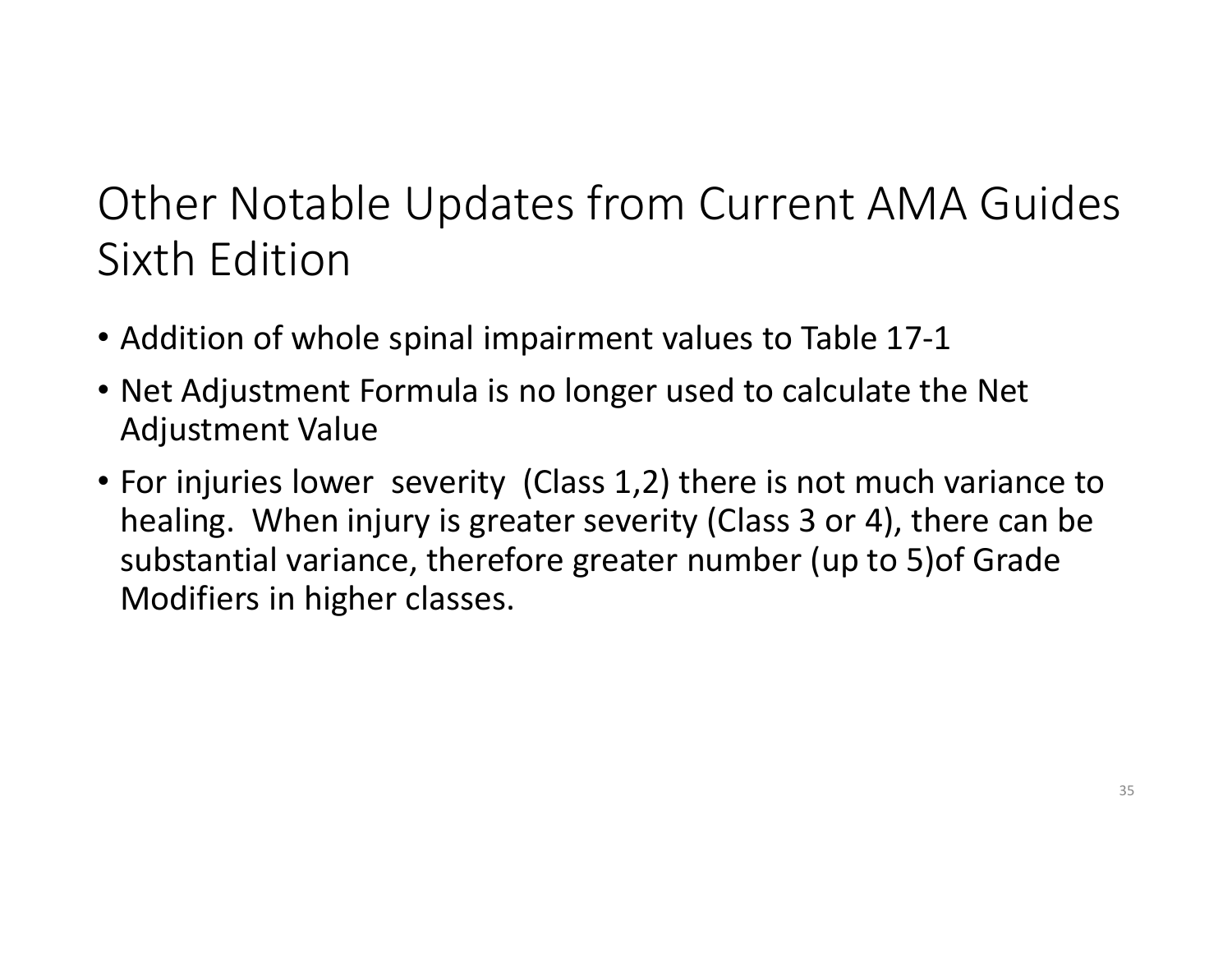# Other Notable Updates from Current AMA Guides Sixth Edition

- Addition of whole spinal impairment values to Table 17-1
- Net Adjustment Formula is no longer used to calculate the Net Adjustment Value
- For injuries lower severity (Class 1,2) there is not much variance to healing. When injury is greater severity (Class 3 or 4), there can be substantial variance, therefore greater number (up to 5)of Grade Modifiers in higher classes.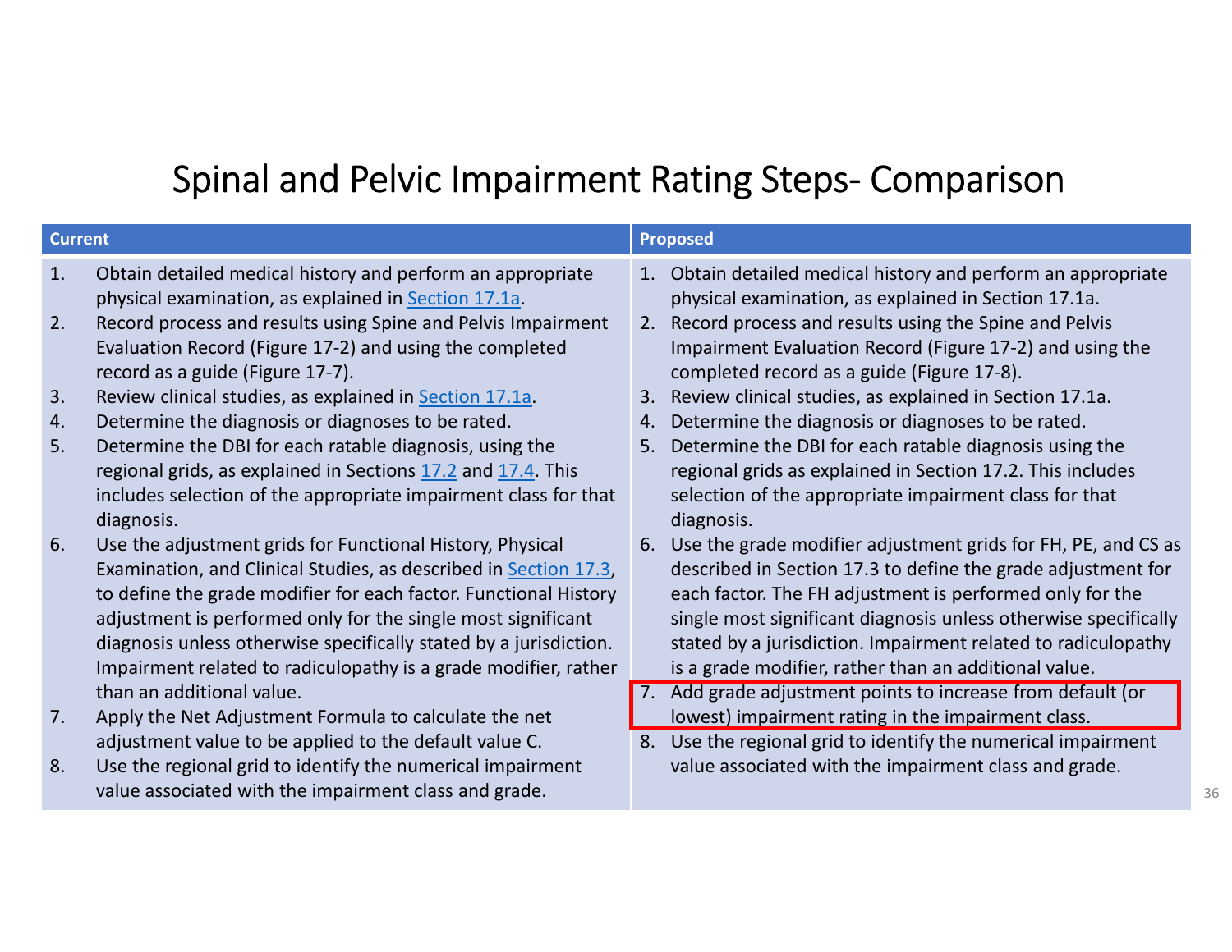# Spinal and Pelvic Impairment Rating Steps- Comparison

| Current | Proposed |
|---|---|
| 1. Obtain detailed medical history and perform an appropriate physical examination, as explained in Section 17.1a. | 1. Obtain detailed medical history and perform an appropriate physical examination, as explained in Section 17.1a. |
| 2. Record process and results using Spine and Pelvis Impairment Evaluation Record (Figure 17-2) and using the completed record as a guide (Figure 17-7). | 2. Record process and results using the Spine and Pelvis Impairment Evaluation Record (Figure 17-2) and using the completed record as a guide (Figure 17-8). |
| 3. Review clinical studies, as explained in Section 17.1a. | 3. Review clinical studies, as explained in Section 17.1a. |
| 4. Determine the diagnosis or diagnoses to be rated. | 4. Determine the diagnosis or diagnoses to be rated. |
| 5. Determine the DBI for each ratable diagnosis, using the regional grids, as explained in Sections 17.2 and 17.4. This includes selection of the appropriate impairment class for that diagnosis. | 5. Determine the DBI for each ratable diagnosis using the regional grids as explained in Section 17.2. This includes selection of the appropriate impairment class for that diagnosis. |
| 6. Use the adjustment grids for Functional History, Physical Examination, and Clinical Studies, as described in Section 17.3, to define the grade modifier for each factor. Functional History adjustment is performed only for the single most significant diagnosis unless otherwise specifically stated by a jurisdiction. Impairment related to radiculopathy is a grade modifier, rather than an additional value. | 6. Use the grade modifier adjustment grids for FH, PE, and CS as described in Section 17.3 to define the grade adjustment for each factor. The FH adjustment is performed only for the single most significant diagnosis unless otherwise specifically stated by a jurisdiction. Impairment related to radiculopathy is a grade modifier, rather than an additional value. |
| 7. Apply the Net Adjustment Formula to calculate the net adjustment value to be applied to the default value C. | 7. Add grade adjustment points to increase from default (or lowest) impairment rating in the impairment class. |
| 8. Use the regional grid to identify the numerical impairment value associated with the impairment class and grade. | 8. Use the regional grid to identify the numerical impairment value associated with the impairment class and grade. |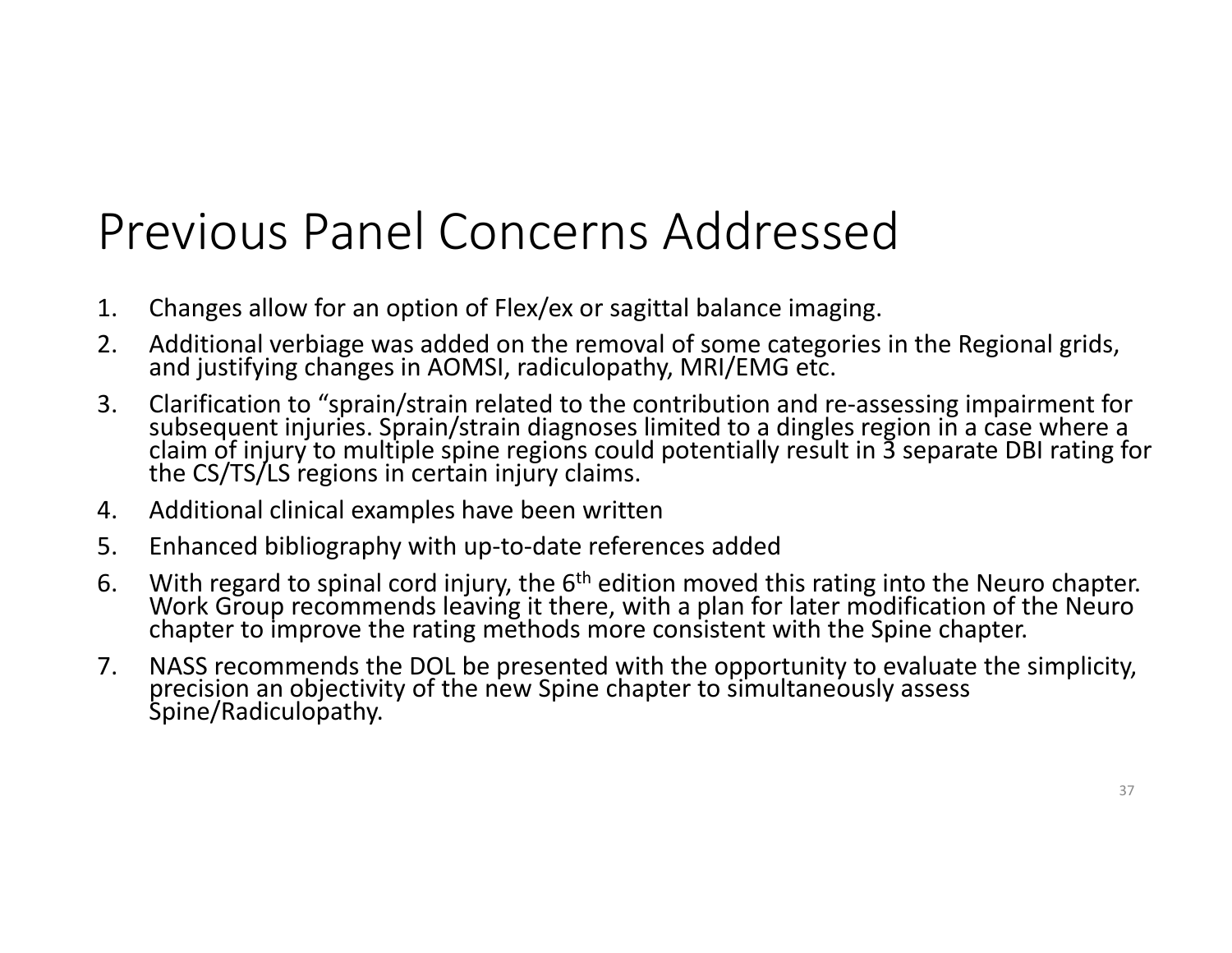# Previous Panel Concerns Addressed

1. Changes allow for an option of Flex/ex or sagittal balance imaging.
2. Additional verbiage was added on the removal of some categories in the Regional grids, and justifying changes in AOMSI, radiculopathy, MRI/EMG etc.
3. Clarification to “sprain/strain related to the contribution and re-assessing impairment for subsequent injuries. Sprain/strain diagnoses limited to a dingles region in a case where a claim of injury to multiple spine regions could potentially result in 3 separate DBI rating for the CS/TS/LS regions in certain injury claims.
4. Additional clinical examples have been written
5. Enhanced bibliography with up-to-date references added
6. With regard to spinal cord injury, the 6th edition moved this rating into the Neuro chapter. Work Group recommends leaving it there, with a plan for later modification of the Neuro chapter to improve the rating methods more consistent with the Spine chapter.
7. NASS recommends the DOL be presented with the opportunity to evaluate the simplicity, precision an objectivity of the new Spine chapter to simultaneously assess Spine/Radiculopathy.